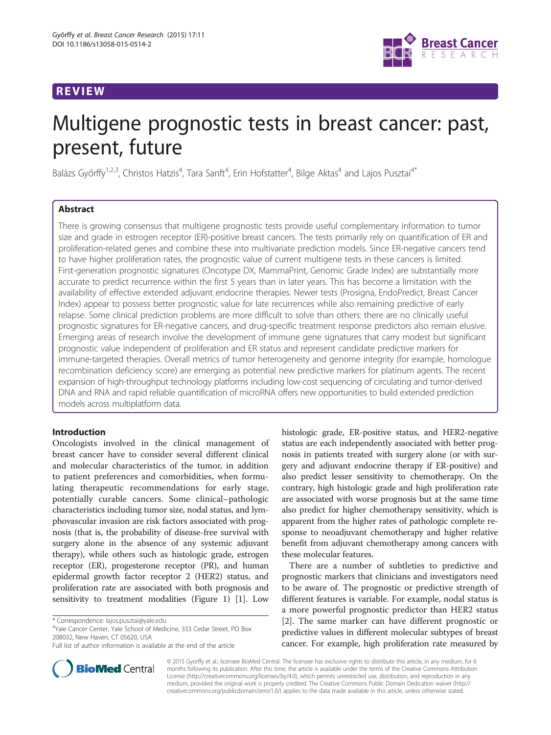# REVIEW

# Multigene prognostic tests in breast cancer: past, present, future

Balázs Győrffy[1,2,3], Christos Hatzis[4], Tara Sanft[4], Erin Hofstatter[4], Bilge Aktas[4] and Lajos Pusztai[4*]

## Abstract

There is growing consensus that multigene prognostic tests provide useful complementary information to tumor size and grade in estrogen receptor (ER)-positive breast cancers. The tests primarily rely on quantification of ER and proliferation-related genes and combine these into multivariate prediction models. Since ER-negative cancers tend to have higher proliferation rates, the prognostic value of current multigene tests in these cancers is limited. First-generation prognostic signatures (Oncotype DX, MammaPrint, Genomic Grade Index) are substantially more accurate to predict recurrence within the first 5 years than in later years. This has become a limitation with the availability of effective extended adjuvant endocrine therapies. Newer tests (Prosigna, EndoPredict, Breast Cancer Index) appear to possess better prognostic value for late recurrences while also remaining predictive of early relapse. Some clinical prediction problems are more difficult to solve than others: there are no clinically useful prognostic signatures for ER-negative cancers, and drug-specific treatment response predictors also remain elusive. Emerging areas of research involve the development of immune gene signatures that carry modest but significant prognostic value independent of proliferation and ER status and represent candidate predictive markers for immune-targeted therapies. Overall metrics of tumor heterogeneity and genome integrity (for example, homologue recombination deficiency score) are emerging as potential new predictive markers for platinum agents. The recent expansion of high-throughput technology platforms including low-cost sequencing of circulating and tumor-derived DNA and RNA and rapid reliable quantification of microRNA offers new opportunities to build extended prediction models across multiplatform data.

## Introduction

Oncologists involved in the clinical management of breast cancer have to consider several different clinical and molecular characteristics of the tumor, in addition to patient preferences and comorbidities, when formulating therapeutic recommendations for early stage, potentially curable cancers. Some clinical–pathologic characteristics including tumor size, nodal status, and lymphovascular invasion are risk factors associated with prognosis (that is, the probability of disease-free survival with surgery alone in the absence of any systemic adjuvant therapy), while others such as histologic grade, estrogen receptor (ER), progesterone receptor (PR), and human epidermal growth factor receptor 2 (HER2) status, and proliferation rate are associated with both prognosis and sensitivity to treatment modalities (Figure 1) [1]. Low histologic grade, ER-positive status, and HER2-negative status are each independently associated with better prognosis in patients treated with surgery alone (or with surgery and adjuvant endocrine therapy if ER-positive) and also predict lesser sensitivity to chemotherapy. On the contrary, high histologic grade and high proliferation rate are associated with worse prognosis but at the same time also predict for higher chemotherapy sensitivity, which is apparent from the higher rates of pathologic complete response to neoadjuvant chemotherapy and higher relative benefit from adjuvant chemotherapy among cancers with these molecular features.

There are a number of subtleties to predictive and prognostic markers that clinicians and investigators need to be aware of. The prognostic or predictive strength of different features is variable. For example, nodal status is a more powerful prognostic predictor than HER2 status [2]. The same marker can have different prognostic or predictive values in different molecular subtypes of breast cancer. For example, high proliferation rate measured by

\* Correspondence: lajos.pusztai@yale.edu
[4]Yale Cancer Center, Yale School of Medicine, 333 Cedar Street, PO Box 208032, New Haven, CT 05620, USA
Full list of author information is available at the end of the article

© 2015 Gyorffy et al.; licensee BioMed Central. The licensee has exclusive rights to distribute this article, in any medium, for 6 months following its publication. After this time, the article is available under the terms of the Creative Commons Attribution License (http://creativecommons.org/licenses/by/4.0), which permits unrestricted use, distribution, and reproduction in any medium, provided the original work is properly credited. The Creative Commons Public Domain Dedication waiver (http://creativecommons.org/publicdomain/zero/1.0/) applies to the data made available in this article, unless otherwise stated.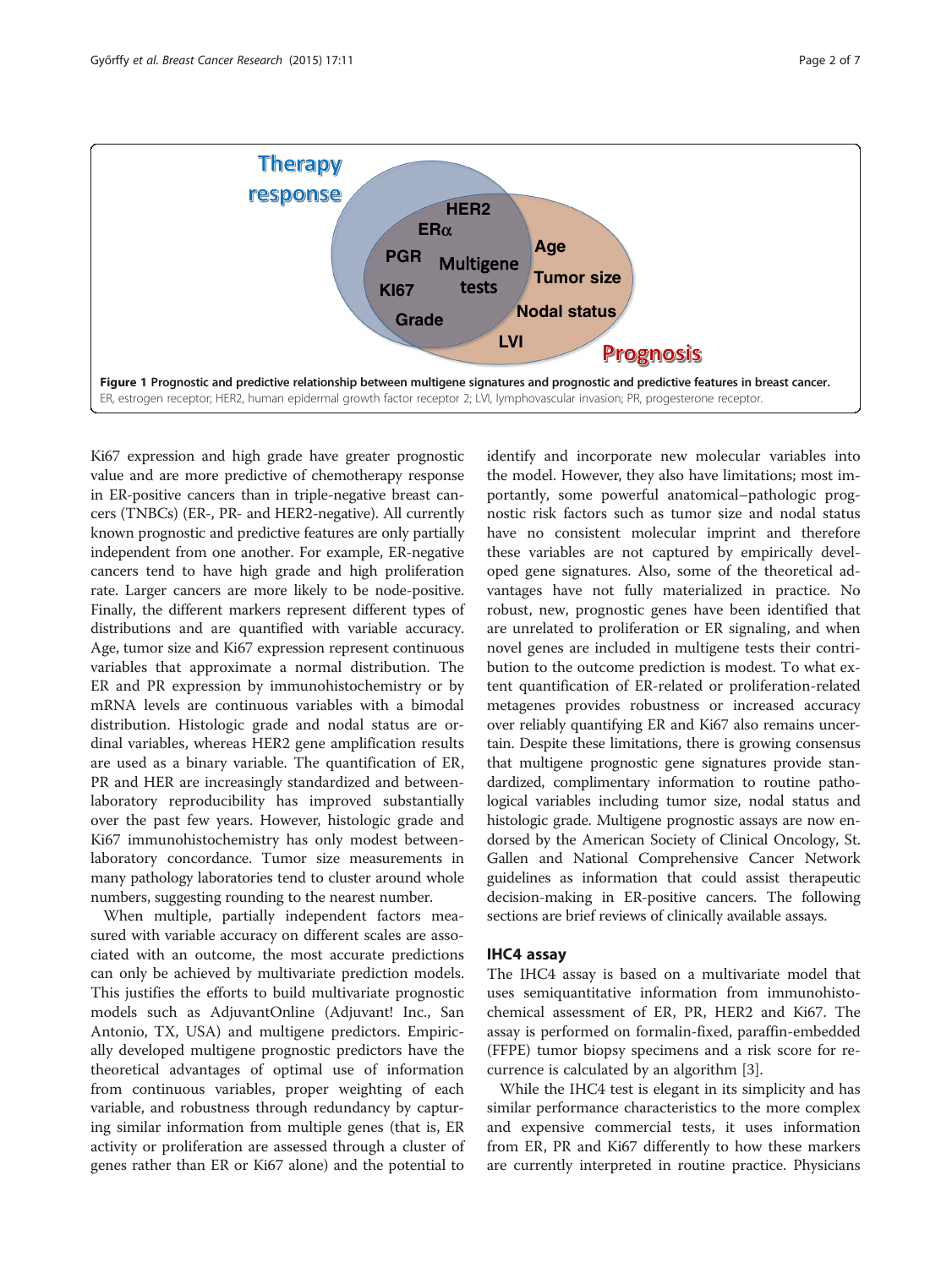Therapy response

HER2

ERα

PGR

Multigene tests

KI67

Grade

Age

Tumor size

Nodal status

LVI

Prognosis

**Figure 1 Prognostic and predictive relationship between multigene signatures and prognostic and predictive features in breast cancer.** ER, estrogen receptor; HER2, human epidermal growth factor receptor 2; LVI, lymphovascular invasion; PR, progesterone receptor.

Ki67 expression and high grade have greater prognostic value and are more predictive of chemotherapy response in ER-positive cancers than in triple-negative breast cancers (TNBCs) (ER-, PR- and HER2-negative). All currently known prognostic and predictive features are only partially independent from one another. For example, ER-negative cancers tend to have high grade and high proliferation rate. Larger cancers are more likely to be node-positive. Finally, the different markers represent different types of distributions and are quantified with variable accuracy. Age, tumor size and Ki67 expression represent continuous variables that approximate a normal distribution. The ER and PR expression by immunohistochemistry or by mRNA levels are continuous variables with a bimodal distribution. Histologic grade and nodal status are ordinal variables, whereas HER2 gene amplification results are used as a binary variable. The quantification of ER, PR and HER are increasingly standardized and between-laboratory reproducibility has improved substantially over the past few years. However, histologic grade and Ki67 immunohistochemistry has only modest between-laboratory concordance. Tumor size measurements in many pathology laboratories tend to cluster around whole numbers, suggesting rounding to the nearest number.

When multiple, partially independent factors measured with variable accuracy on different scales are associated with an outcome, the most accurate predictions can only be achieved by multivariate prediction models. This justifies the efforts to build multivariate prognostic models such as AdjuvantOnline (Adjuvant! Inc., San Antonio, TX, USA) and multigene predictors. Empirically developed multigene prognostic predictors have the theoretical advantages of optimal use of information from continuous variables, proper weighting of each variable, and robustness through redundancy by capturing similar information from multiple genes (that is, ER activity or proliferation are assessed through a cluster of genes rather than ER or Ki67 alone) and the potential to identify and incorporate new molecular variables into the model. However, they also have limitations; most importantly, some powerful anatomical–pathologic prognostic risk factors such as tumor size and nodal status have no consistent molecular imprint and therefore these variables are not captured by empirically developed gene signatures. Also, some of the theoretical advantages have not fully materialized in practice. No robust, new, prognostic genes have been identified that are unrelated to proliferation or ER signaling, and when novel genes are included in multigene tests their contribution to the outcome prediction is modest. To what extent quantification of ER-related or proliferation-related metagenes provides robustness or increased accuracy over reliably quantifying ER and Ki67 also remains uncertain. Despite these limitations, there is growing consensus that multigene prognostic gene signatures provide standardized, complimentary information to routine pathological variables including tumor size, nodal status and histologic grade. Multigene prognostic assays are now endorsed by the American Society of Clinical Oncology, St. Gallen and National Comprehensive Cancer Network guidelines as information that could assist therapeutic decision-making in ER-positive cancers. The following sections are brief reviews of clinically available assays.

## IHC4 assay

The IHC4 assay is based on a multivariate model that uses semiquantitative information from immunohistochemical assessment of ER, PR, HER2 and Ki67. The assay is performed on formalin-fixed, paraffin-embedded (FFPE) tumor biopsy specimens and a risk score for recurrence is calculated by an algorithm [3].

While the IHC4 test is elegant in its simplicity and has similar performance characteristics to the more complex and expensive commercial tests, it uses information from ER, PR and Ki67 differently to how these markers are currently interpreted in routine practice. Physicians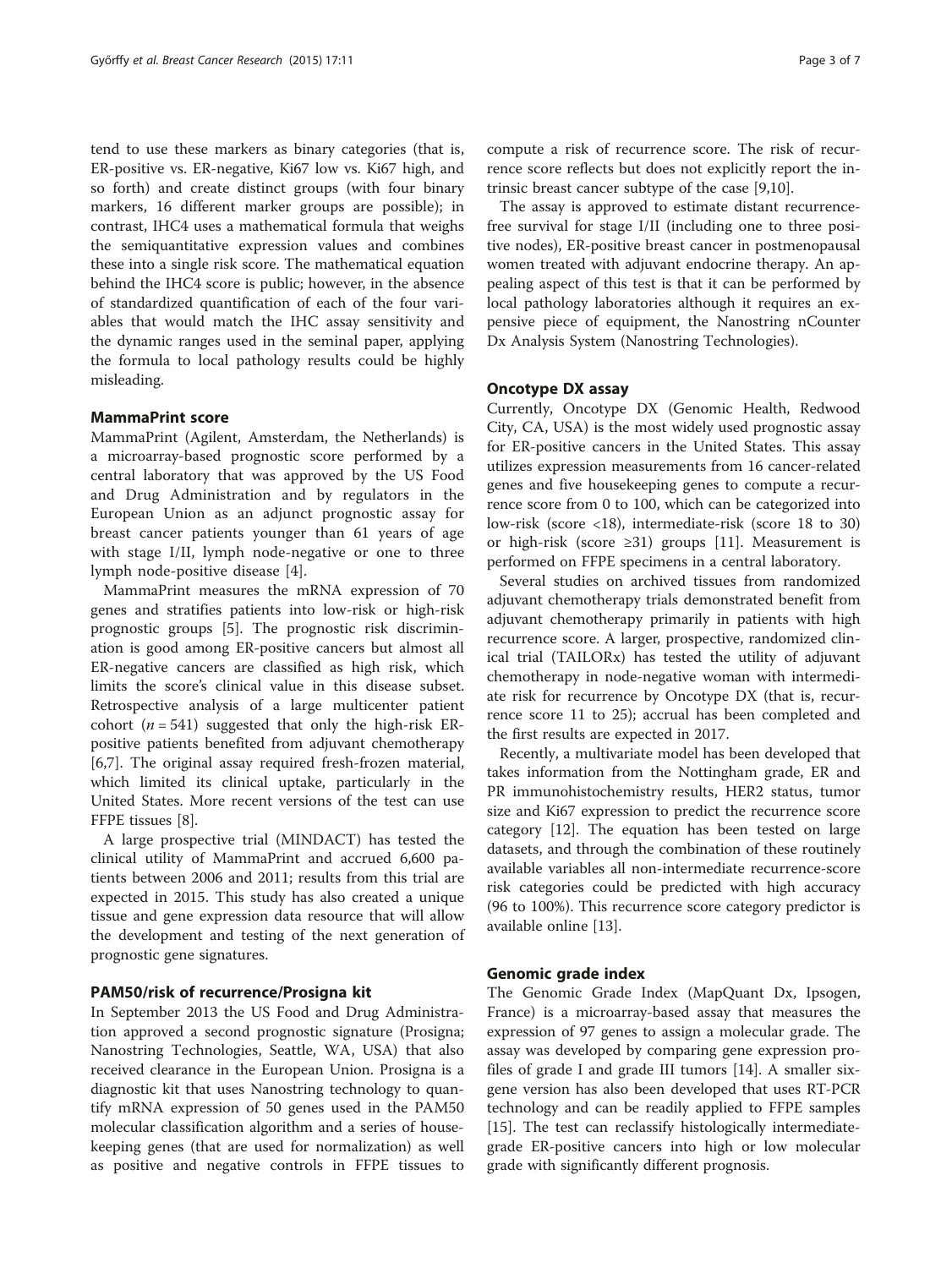tend to use these markers as binary categories (that is, ER-positive vs. ER-negative, Ki67 low vs. Ki67 high, and so forth) and create distinct groups (with four binary markers, 16 different marker groups are possible); in contrast, IHC4 uses a mathematical formula that weighs the semiquantitative expression values and combines these into a single risk score. The mathematical equation behind the IHC4 score is public; however, in the absence of standardized quantification of each of the four variables that would match the IHC assay sensitivity and the dynamic ranges used in the seminal paper, applying the formula to local pathology results could be highly misleading.

### MammaPrint score

MammaPrint (Agilent, Amsterdam, the Netherlands) is a microarray-based prognostic score performed by a central laboratory that was approved by the US Food and Drug Administration and by regulators in the European Union as an adjunct prognostic assay for breast cancer patients younger than 61 years of age with stage I/II, lymph node-negative or one to three lymph node-positive disease [4].

MammaPrint measures the mRNA expression of 70 genes and stratifies patients into low-risk or high-risk prognostic groups [5]. The prognostic risk discrimination is good among ER-positive cancers but almost all ER-negative cancers are classified as high risk, which limits the score's clinical value in this disease subset. Retrospective analysis of a large multicenter patient cohort ($n = 541$) suggested that only the high-risk ER-positive patients benefited from adjuvant chemotherapy [6,7]. The original assay required fresh-frozen material, which limited its clinical uptake, particularly in the United States. More recent versions of the test can use FFPE tissues [8].

A large prospective trial (MINDACT) has tested the clinical utility of MammaPrint and accrued 6,600 patients between 2006 and 2011; results from this trial are expected in 2015. This study has also created a unique tissue and gene expression data resource that will allow the development and testing of the next generation of prognostic gene signatures.

### PAM50/risk of recurrence/Prosigna kit

In September 2013 the US Food and Drug Administration approved a second prognostic signature (Prosigna; Nanostring Technologies, Seattle, WA, USA) that also received clearance in the European Union. Prosigna is a diagnostic kit that uses Nanostring technology to quantify mRNA expression of 50 genes used in the PAM50 molecular classification algorithm and a series of housekeeping genes (that are used for normalization) as well as positive and negative controls in FFPE tissues to compute a risk of recurrence score. The risk of recurrence score reflects but does not explicitly report the intrinsic breast cancer subtype of the case [9,10].

The assay is approved to estimate distant recurrence-free survival for stage I/II (including one to three positive nodes), ER-positive breast cancer in postmenopausal women treated with adjuvant endocrine therapy. An appealing aspect of this test is that it can be performed by local pathology laboratories although it requires an expensive piece of equipment, the Nanostring nCounter Dx Analysis System (Nanostring Technologies).

### Oncotype DX assay

Currently, Oncotype DX (Genomic Health, Redwood City, CA, USA) is the most widely used prognostic assay for ER-positive cancers in the United States. This assay utilizes expression measurements from 16 cancer-related genes and five housekeeping genes to compute a recurrence score from 0 to 100, which can be categorized into low-risk (score <18), intermediate-risk (score 18 to 30) or high-risk (score ≥31) groups [11]. Measurement is performed on FFPE specimens in a central laboratory.

Several studies on archived tissues from randomized adjuvant chemotherapy trials demonstrated benefit from adjuvant chemotherapy primarily in patients with high recurrence score. A larger, prospective, randomized clinical trial (TAILORx) has tested the utility of adjuvant chemotherapy in node-negative woman with intermediate risk for recurrence by Oncotype DX (that is, recurrence score 11 to 25); accrual has been completed and the first results are expected in 2017.

Recently, a multivariate model has been developed that takes information from the Nottingham grade, ER and PR immunohistochemistry results, HER2 status, tumor size and Ki67 expression to predict the recurrence score category [12]. The equation has been tested on large datasets, and through the combination of these routinely available variables all non-intermediate recurrence-score risk categories could be predicted with high accuracy (96 to 100%). This recurrence score category predictor is available online [13].

### Genomic grade index

The Genomic Grade Index (MapQuant Dx, Ipsogen, France) is a microarray-based assay that measures the expression of 97 genes to assign a molecular grade. The assay was developed by comparing gene expression profiles of grade I and grade III tumors [14]. A smaller six-gene version has also been developed that uses RT-PCR technology and can be readily applied to FFPE samples [15]. The test can reclassify histologically intermediate-grade ER-positive cancers into high or low molecular grade with significantly different prognosis.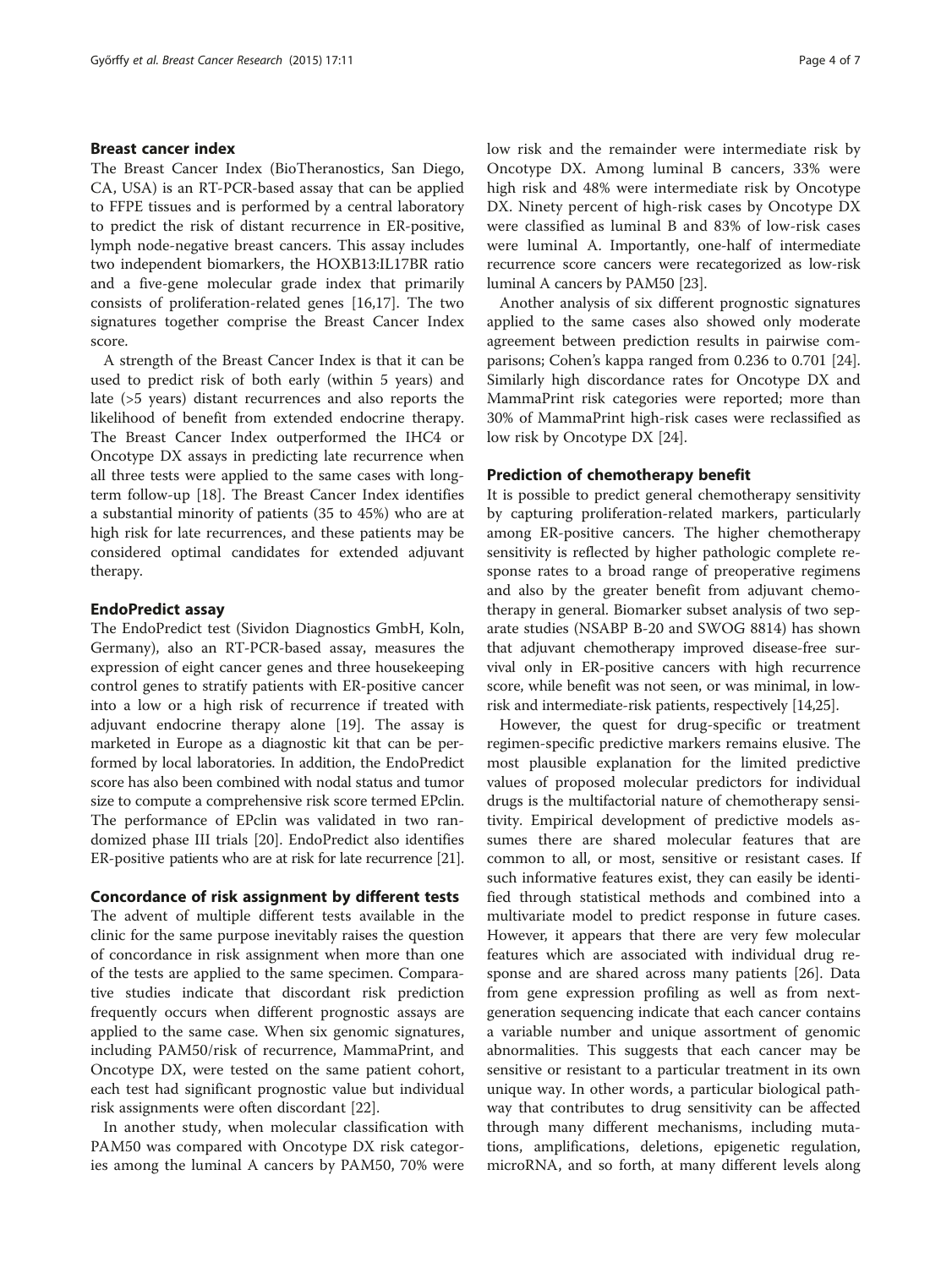## Breast cancer index

The Breast Cancer Index (BioTheranostics, San Diego, CA, USA) is an RT-PCR-based assay that can be applied to FFPE tissues and is performed by a central laboratory to predict the risk of distant recurrence in ER-positive, lymph node-negative breast cancers. This assay includes two independent biomarkers, the HOXB13:IL17BR ratio and a five-gene molecular grade index that primarily consists of proliferation-related genes [16,17]. The two signatures together comprise the Breast Cancer Index score.

A strength of the Breast Cancer Index is that it can be used to predict risk of both early (within 5 years) and late (>5 years) distant recurrences and also reports the likelihood of benefit from extended endocrine therapy. The Breast Cancer Index outperformed the IHC4 or Oncotype DX assays in predicting late recurrence when all three tests were applied to the same cases with long-term follow-up [18]. The Breast Cancer Index identifies a substantial minority of patients (35 to 45%) who are at high risk for late recurrences, and these patients may be considered optimal candidates for extended adjuvant therapy.

## EndoPredict assay

The EndoPredict test (Sividon Diagnostics GmbH, Koln, Germany), also an RT-PCR-based assay, measures the expression of eight cancer genes and three housekeeping control genes to stratify patients with ER-positive cancer into a low or a high risk of recurrence if treated with adjuvant endocrine therapy alone [19]. The assay is marketed in Europe as a diagnostic kit that can be performed by local laboratories. In addition, the EndoPredict score has also been combined with nodal status and tumor size to compute a comprehensive risk score termed EPclin. The performance of EPclin was validated in two randomized phase III trials [20]. EndoPredict also identifies ER-positive patients who are at risk for late recurrence [21].

## Concordance of risk assignment by different tests

The advent of multiple different tests available in the clinic for the same purpose inevitably raises the question of concordance in risk assignment when more than one of the tests are applied to the same specimen. Comparative studies indicate that discordant risk prediction frequently occurs when different prognostic assays are applied to the same case. When six genomic signatures, including PAM50/risk of recurrence, MammaPrint, and Oncotype DX, were tested on the same patient cohort, each test had significant prognostic value but individual risk assignments were often discordant [22].

In another study, when molecular classification with PAM50 was compared with Oncotype DX risk categories among the luminal A cancers by PAM50, 70% were low risk and the remainder were intermediate risk by Oncotype DX. Among luminal B cancers, 33% were high risk and 48% were intermediate risk by Oncotype DX. Ninety percent of high-risk cases by Oncotype DX were classified as luminal B and 83% of low-risk cases were luminal A. Importantly, one-half of intermediate recurrence score cancers were recategorized as low-risk luminal A cancers by PAM50 [23].

Another analysis of six different prognostic signatures applied to the same cases also showed only moderate agreement between prediction results in pairwise comparisons; Cohen's kappa ranged from 0.236 to 0.701 [24]. Similarly high discordance rates for Oncotype DX and MammaPrint risk categories were reported; more than 30% of MammaPrint high-risk cases were reclassified as low risk by Oncotype DX [24].

## Prediction of chemotherapy benefit

It is possible to predict general chemotherapy sensitivity by capturing proliferation-related markers, particularly among ER-positive cancers. The higher chemotherapy sensitivity is reflected by higher pathologic complete response rates to a broad range of preoperative regimens and also by the greater benefit from adjuvant chemotherapy in general. Biomarker subset analysis of two separate studies (NSABP B-20 and SWOG 8814) has shown that adjuvant chemotherapy improved disease-free survival only in ER-positive cancers with high recurrence score, while benefit was not seen, or was minimal, in low-risk and intermediate-risk patients, respectively [14,25].

However, the quest for drug-specific or treatment regimen-specific predictive markers remains elusive. The most plausible explanation for the limited predictive values of proposed molecular predictors for individual drugs is the multifactorial nature of chemotherapy sensitivity. Empirical development of predictive models assumes there are shared molecular features that are common to all, or most, sensitive or resistant cases. If such informative features exist, they can easily be identified through statistical methods and combined into a multivariate model to predict response in future cases. However, it appears that there are very few molecular features which are associated with individual drug response and are shared across many patients [26]. Data from gene expression profiling as well as from next-generation sequencing indicate that each cancer contains a variable number and unique assortment of genomic abnormalities. This suggests that each cancer may be sensitive or resistant to a particular treatment in its own unique way. In other words, a particular biological pathway that contributes to drug sensitivity can be affected through many different mechanisms, including mutations, amplifications, deletions, epigenetic regulation, microRNA, and so forth, at many different levels along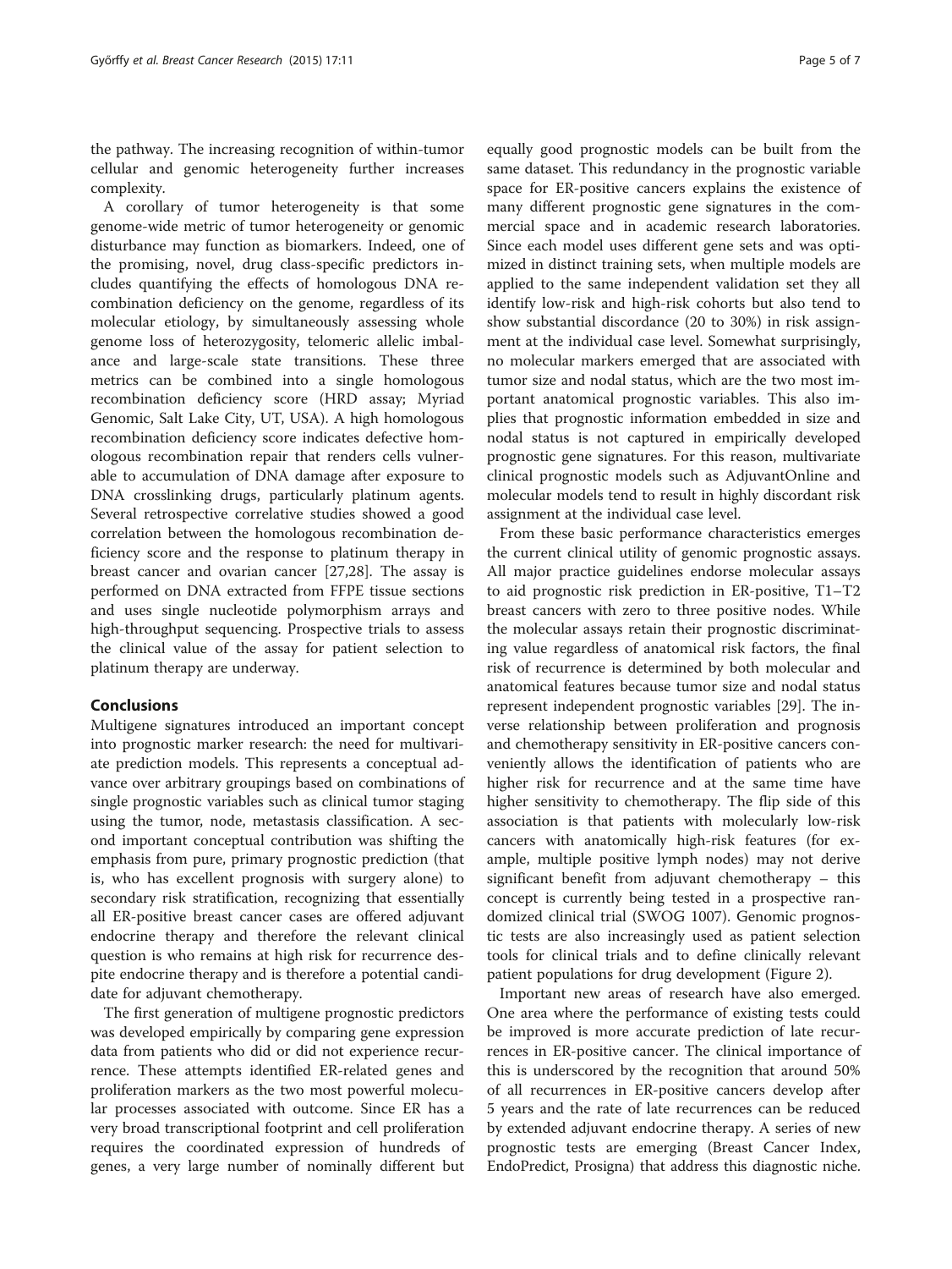the pathway. The increasing recognition of within-tumor cellular and genomic heterogeneity further increases complexity.

A corollary of tumor heterogeneity is that some genome-wide metric of tumor heterogeneity or genomic disturbance may function as biomarkers. Indeed, one of the promising, novel, drug class-specific predictors includes quantifying the effects of homologous DNA recombination deficiency on the genome, regardless of its molecular etiology, by simultaneously assessing whole genome loss of heterozygosity, telomeric allelic imbalance and large-scale state transitions. These three metrics can be combined into a single homologous recombination deficiency score (HRD assay; Myriad Genomic, Salt Lake City, UT, USA). A high homologous recombination deficiency score indicates defective homologous recombination repair that renders cells vulnerable to accumulation of DNA damage after exposure to DNA crosslinking drugs, particularly platinum agents. Several retrospective correlative studies showed a good correlation between the homologous recombination deficiency score and the response to platinum therapy in breast cancer and ovarian cancer [27,28]. The assay is performed on DNA extracted from FFPE tissue sections and uses single nucleotide polymorphism arrays and high-throughput sequencing. Prospective trials to assess the clinical value of the assay for patient selection to platinum therapy are underway.

## Conclusions

Multigene signatures introduced an important concept into prognostic marker research: the need for multivariate prediction models. This represents a conceptual advance over arbitrary groupings based on combinations of single prognostic variables such as clinical tumor staging using the tumor, node, metastasis classification. A second important conceptual contribution was shifting the emphasis from pure, primary prognostic prediction (that is, who has excellent prognosis with surgery alone) to secondary risk stratification, recognizing that essentially all ER-positive breast cancer cases are offered adjuvant endocrine therapy and therefore the relevant clinical question is who remains at high risk for recurrence despite endocrine therapy and is therefore a potential candidate for adjuvant chemotherapy.

The first generation of multigene prognostic predictors was developed empirically by comparing gene expression data from patients who did or did not experience recurrence. These attempts identified ER-related genes and proliferation markers as the two most powerful molecular processes associated with outcome. Since ER has a very broad transcriptional footprint and cell proliferation requires the coordinated expression of hundreds of genes, a very large number of nominally different but equally good prognostic models can be built from the same dataset. This redundancy in the prognostic variable space for ER-positive cancers explains the existence of many different prognostic gene signatures in the commercial space and in academic research laboratories. Since each model uses different gene sets and was optimized in distinct training sets, when multiple models are applied to the same independent validation set they all identify low-risk and high-risk cohorts but also tend to show substantial discordance (20 to 30%) in risk assignment at the individual case level. Somewhat surprisingly, no molecular markers emerged that are associated with tumor size and nodal status, which are the two most important anatomical prognostic variables. This also implies that prognostic information embedded in size and nodal status is not captured in empirically developed prognostic gene signatures. For this reason, multivariate clinical prognostic models such as AdjuvantOnline and molecular models tend to result in highly discordant risk assignment at the individual case level.

From these basic performance characteristics emerges the current clinical utility of genomic prognostic assays. All major practice guidelines endorse molecular assays to aid prognostic risk prediction in ER-positive, T1–T2 breast cancers with zero to three positive nodes. While the molecular assays retain their prognostic discriminating value regardless of anatomical risk factors, the final risk of recurrence is determined by both molecular and anatomical features because tumor size and nodal status represent independent prognostic variables [29]. The inverse relationship between proliferation and prognosis and chemotherapy sensitivity in ER-positive cancers conveniently allows the identification of patients who are higher risk for recurrence and at the same time have higher sensitivity to chemotherapy. The flip side of this association is that patients with molecularly low-risk cancers with anatomically high-risk features (for example, multiple positive lymph nodes) may not derive significant benefit from adjuvant chemotherapy – this concept is currently being tested in a prospective randomized clinical trial (SWOG 1007). Genomic prognostic tests are also increasingly used as patient selection tools for clinical trials and to define clinically relevant patient populations for drug development (Figure 2).

Important new areas of research have also emerged. One area where the performance of existing tests could be improved is more accurate prediction of late recurrences in ER-positive cancer. The clinical importance of this is underscored by the recognition that around 50% of all recurrences in ER-positive cancers develop after 5 years and the rate of late recurrences can be reduced by extended adjuvant endocrine therapy. A series of new prognostic tests are emerging (Breast Cancer Index, EndoPredict, Prosigna) that address this diagnostic niche.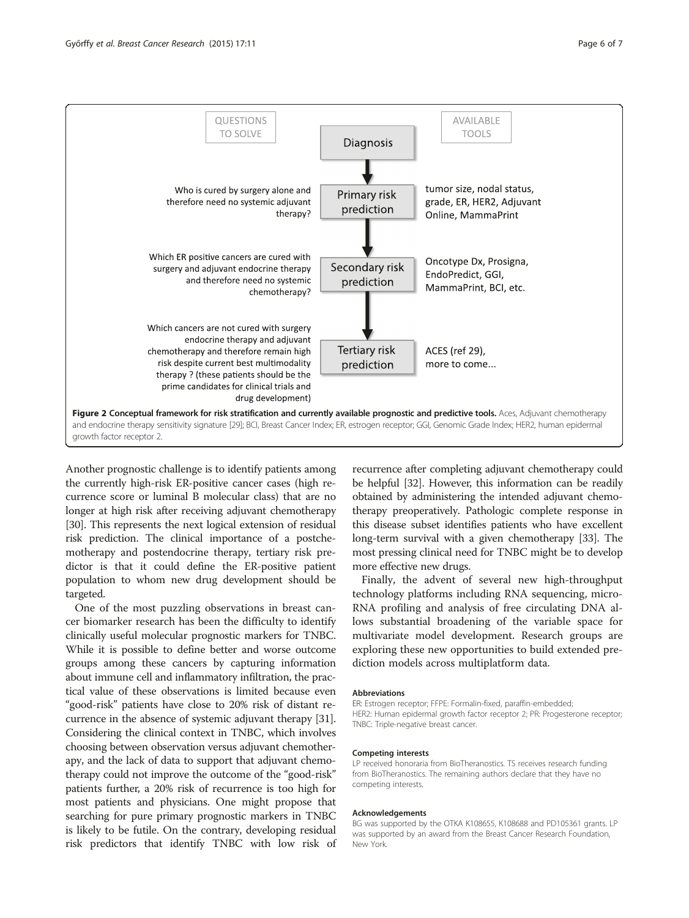| QUESTIONS TO SOLVE | | AVAILABLE TOOLS |
|---|---|---|
| | Diagnosis | |
| Who is cured by surgery alone and therefore need no systemic adjuvant therapy? | Primary risk prediction | tumor size, nodal status, grade, ER, HER2, Adjuvant Online, MammaPrint |
| Which ER positive cancers are cured with surgery and adjuvant endocrine therapy and therefore need no systemic chemotherapy? | Secondary risk prediction | Oncotype Dx, Prosigna, EndoPredict, GGI, MammaPrint, BCI, etc. |
| Which cancers are not cured with surgery endocrine therapy and adjuvant chemotherapy and therefore remain high risk despite current best multimodality therapy ? (these patients should be the prime candidates for clinical trials and drug development) | Tertiary risk prediction | ACES (ref 29), more to come... |

**Figure 2 Conceptual framework for risk stratification and currently available prognostic and predictive tools.** Aces, Adjuvant chemotherapy and endocrine therapy sensitivity signature [29]; BCI, Breast Cancer Index; ER, estrogen receptor; GGI, Genomic Grade Index; HER2, human epidermal growth factor receptor 2.

Another prognostic challenge is to identify patients among the currently high-risk ER-positive cancer cases (high recurrence score or luminal B molecular class) that are no longer at high risk after receiving adjuvant chemotherapy [30]. This represents the next logical extension of residual risk prediction. The clinical importance of a postchemotherapy and postendocrine therapy, tertiary risk predictor is that it could define the ER-positive patient population to whom new drug development should be targeted.

One of the most puzzling observations in breast cancer biomarker research has been the difficulty to identify clinically useful molecular prognostic markers for TNBC. While it is possible to define better and worse outcome groups among these cancers by capturing information about immune cell and inflammatory infiltration, the practical value of these observations is limited because even "good-risk" patients have close to 20% risk of distant recurrence in the absence of systemic adjuvant therapy [31]. Considering the clinical context in TNBC, which involves choosing between observation versus adjuvant chemotherapy, and the lack of data to support that adjuvant chemotherapy could not improve the outcome of the "good-risk" patients further, a 20% risk of recurrence is too high for most patients and physicians. One might propose that searching for pure primary prognostic markers in TNBC is likely to be futile. On the contrary, developing residual risk predictors that identify TNBC with low risk of recurrence after completing adjuvant chemotherapy could be helpful [32]. However, this information can be readily obtained by administering the intended adjuvant chemotherapy preoperatively. Pathologic complete response in this disease subset identifies patients who have excellent long-term survival with a given chemotherapy [33]. The most pressing clinical need for TNBC might be to develop more effective new drugs.

Finally, the advent of several new high-throughput technology platforms including RNA sequencing, microRNA profiling and analysis of free circulating DNA allows substantial broadening of the variable space for multivariate model development. Research groups are exploring these new opportunities to build extended prediction models across multiplatform data.

#### Abbreviations
ER: Estrogen receptor; FFPE: Formalin-fixed, paraffin-embedded; HER2: Human epidermal growth factor receptor 2; PR: Progesterone receptor; TNBC: Triple-negative breast cancer.

#### Competing interests
LP received honoraria from BioTheranostics. TS receives research funding from BioTheranostics. The remaining authors declare that they have no competing interests.

#### Acknowledgements
BG was supported by the OTKA K108655, K108688 and PD105361 grants. LP was supported by an award from the Breast Cancer Research Foundation, New York.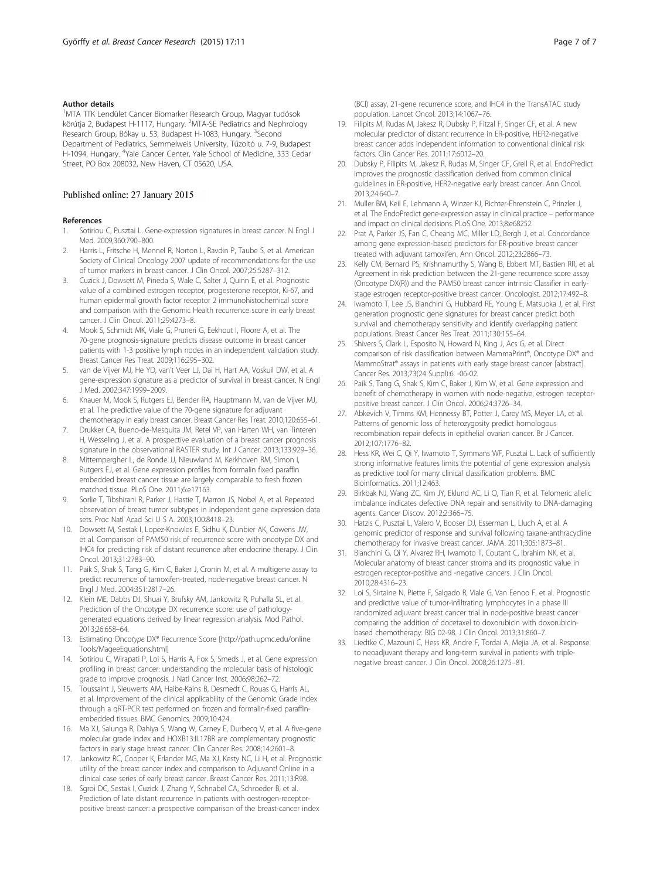#### Author details

[1]MTA TTK Lendület Cancer Biomarker Research Group, Magyar tudósok körútja 2, Budapest H-1117, Hungary. [2]MTA-SE Pediatrics and Nephrology Research Group, Bókay u. 53, Budapest H-1083, Hungary. [3]Second Department of Pediatrics, Semmelweis University, Tűzoltó u. 7-9, Budapest H-1094, Hungary. [4]Yale Cancer Center, Yale School of Medicine, 333 Cedar Street, PO Box 208032, New Haven, CT 05620, USA.

Published online: 27 January 2015

#### References

1. Sotiriou C, Pusztai L. Gene-expression signatures in breast cancer. N Engl J Med. 2009;360:790–800.
2. Harris L, Fritsche H, Mennel R, Norton L, Ravdin P, Taube S, et al. American Society of Clinical Oncology 2007 update of recommendations for the use of tumor markers in breast cancer. J Clin Oncol. 2007;25:5287–312.
3. Cuzick J, Dowsett M, Pineda S, Wale C, Salter J, Quinn E, et al. Prognostic value of a combined estrogen receptor, progesterone receptor, Ki-67, and human epidermal growth factor receptor 2 immunohistochemical score and comparison with the Genomic Health recurrence score in early breast cancer. J Clin Oncol. 2011;29:4273–8.
4. Mook S, Schmidt MK, Viale G, Pruneri G, Eekhout I, Floore A, et al. The 70-gene prognosis-signature predicts disease outcome in breast cancer patients with 1-3 positive lymph nodes in an independent validation study. Breast Cancer Res Treat. 2009;116:295–302.
5. van de Vijver MJ, He YD, van't Veer LJ, Dai H, Hart AA, Voskuil DW, et al. A gene-expression signature as a predictor of survival in breast cancer. N Engl J Med. 2002;347:1999–2009.
6. Knauer M, Mook S, Rutgers EJ, Bender RA, Hauptmann M, van de Vijver MJ, et al. The predictive value of the 70-gene signature for adjuvant chemotherapy in early breast cancer. Breast Cancer Res Treat. 2010;120:655–61.
7. Drukker CA, Bueno-de-Mesquita JM, Retel VP, van Harten WH, van Tinteren H, Wesseling J, et al. A prospective evaluation of a breast cancer prognosis signature in the observational RASTER study. Int J Cancer. 2013;133:929–36.
8. Mittempergher L, de Ronde JJ, Nieuwland M, Kerkhoven RM, Simon I, Rutgers EJ, et al. Gene expression profiles from formalin fixed paraffin embedded breast cancer tissue are largely comparable to fresh frozen matched tissue. PLoS One. 2011;6:e17163.
9. Sorlie T, Tibshirani R, Parker J, Hastie T, Marron JS, Nobel A, et al. Repeated observation of breast tumor subtypes in independent gene expression data sets. Proc Natl Acad Sci U S A. 2003;100:8418–23.
10. Dowsett M, Sestak I, Lopez-Knowles E, Sidhu K, Dunbier AK, Cowens JW, et al. Comparison of PAM50 risk of recurrence score with oncotype DX and IHC4 for predicting risk of distant recurrence after endocrine therapy. J Clin Oncol. 2013;31:2783–90.
11. Paik S, Shak S, Tang G, Kim C, Baker J, Cronin M, et al. A multigene assay to predict recurrence of tamoxifen-treated, node-negative breast cancer. N Engl J Med. 2004;351:2817–26.
12. Klein ME, Dabbs DJ, Shuai Y, Brufsky AM, Jankowitz R, Puhalla SL, et al. Prediction of the Oncotype DX recurrence score: use of pathology-generated equations derived by linear regression analysis. Mod Pathol. 2013;26:658–64.
13. Estimating Onco*type* DX® Recurrence Score [http://path.upmc.edu/online Tools/MageeEquations.html]
14. Sotiriou C, Wirapati P, Loi S, Harris A, Fox S, Smeds J, et al. Gene expression profiling in breast cancer: understanding the molecular basis of histologic grade to improve prognosis. J Natl Cancer Inst. 2006;98:262–72.
15. Toussaint J, Sieuwerts AM, Haibe-Kains B, Desmedt C, Rouas G, Harris AL, et al. Improvement of the clinical applicability of the Genomic Grade Index through a qRT-PCR test performed on frozen and formalin-fixed paraffin-embedded tissues. BMC Genomics. 2009;10:424.
16. Ma XJ, Salunga R, Dahiya S, Wang W, Carney E, Durbecq V, et al. A five-gene molecular grade index and HOXB13:IL17BR are complementary prognostic factors in early stage breast cancer. Clin Cancer Res. 2008;14:2601–8.
17. Jankowitz RC, Cooper K, Erlander MG, Ma XJ, Kesty NC, Li H, et al. Prognostic utility of the breast cancer index and comparison to Adjuvant! Online in a clinical case series of early breast cancer. Breast Cancer Res. 2011;13:R98.
18. Sgroi DC, Sestak I, Cuzick J, Zhang Y, Schnabel CA, Schroeder B, et al. Prediction of late distant recurrence in patients with oestrogen-receptor-positive breast cancer: a prospective comparison of the breast-cancer index (BCI) assay, 21-gene recurrence score, and IHC4 in the TransATAC study population. Lancet Oncol. 2013;14:1067–76.
19. Filipits M, Rudas M, Jakesz R, Dubsky P, Fitzal F, Singer CF, et al. A new molecular predictor of distant recurrence in ER-positive, HER2-negative breast cancer adds independent information to conventional clinical risk factors. Clin Cancer Res. 2011;17:6012–20.
20. Dubsky P, Filipits M, Jakesz R, Rudas M, Singer CF, Greil R, et al. EndoPredict improves the prognostic classification derived from common clinical guidelines in ER-positive, HER2-negative early breast cancer. Ann Oncol. 2013;24:640–7.
21. Muller BM, Keil E, Lehmann A, Winzer KJ, Richter-Ehrenstein C, Prinzler J, et al. The EndoPredict gene-expression assay in clinical practice – performance and impact on clinical decisions. PLoS One. 2013;8:e68252.
22. Prat A, Parker JS, Fan C, Cheang MC, Miller LD, Bergh J, et al. Concordance among gene expression-based predictors for ER-positive breast cancer treated with adjuvant tamoxifen. Ann Oncol. 2012;23:2866–73.
23. Kelly CM, Bernard PS, Krishnamurthy S, Wang B, Ebbert MT, Bastien RR, et al. Agreement in risk prediction between the 21-gene recurrence score assay (Oncotype DX(R)) and the PAM50 breast cancer intrinsic Classifier in early-stage estrogen receptor-positive breast cancer. Oncologist. 2012;17:492–8.
24. Iwamoto T, Lee JS, Bianchini G, Hubbard RE, Young E, Matsuoka J, et al. First generation prognostic gene signatures for breast cancer predict both survival and chemotherapy sensitivity and identify overlapping patient populations. Breast Cancer Res Treat. 2011;130:155–64.
25. Shivers S, Clark L, Esposito N, Howard N, King J, Acs G, et al. Direct comparison of risk classification between MammaPrint®, Oncotype DX® and MammoStrat® assays in patients with early stage breast cancer [abstract]. Cancer Res. 2013;73(24 Suppl):6. -06-02.
26. Paik S, Tang G, Shak S, Kim C, Baker J, Kim W, et al. Gene expression and benefit of chemotherapy in women with node-negative, estrogen receptor-positive breast cancer. J Clin Oncol. 2006;24:3726–34.
27. Abkevich V, Timms KM, Hennessy BT, Potter J, Carey MS, Meyer LA, et al. Patterns of genomic loss of heterozygosity predict homologous recombination repair defects in epithelial ovarian cancer. Br J Cancer. 2012;107:1776–82.
28. Hess KR, Wei C, Qi Y, Iwamoto T, Symmans WF, Pusztai L. Lack of sufficiently strong informative features limits the potential of gene expression analysis as predictive tool for many clinical classification problems. BMC Bioinformatics. 2011;12:463.
29. Birkbak NJ, Wang ZC, Kim JY, Eklund AC, Li Q, Tian R, et al. Telomeric allelic imbalance indicates defective DNA repair and sensitivity to DNA-damaging agents. Cancer Discov. 2012;2:366–75.
30. Hatzis C, Pusztai L, Valero V, Booser DJ, Esserman L, Lluch A, et al. A genomic predictor of response and survival following taxane-anthracycline chemotherapy for invasive breast cancer. JAMA. 2011;305:1873–81.
31. Bianchini G, Qi Y, Alvarez RH, Iwamoto T, Coutant C, Ibrahim NK, et al. Molecular anatomy of breast cancer stroma and its prognostic value in estrogen receptor-positive and -negative cancers. J Clin Oncol. 2010;28:4316–23.
32. Loi S, Sirtaine N, Piette F, Salgado R, Viale G, Van Eenoo F, et al. Prognostic and predictive value of tumor-infiltrating lymphocytes in a phase III randomized adjuvant breast cancer trial in node-positive breast cancer comparing the addition of docetaxel to doxorubicin with doxorubicin-based chemotherapy: BIG 02-98. J Clin Oncol. 2013;31:860–7.
33. Liedtke C, Mazouni C, Hess KR, Andre F, Tordai A, Mejia JA, et al. Response to neoadjuvant therapy and long-term survival in patients with triple-negative breast cancer. J Clin Oncol. 2008;26:1275–81.